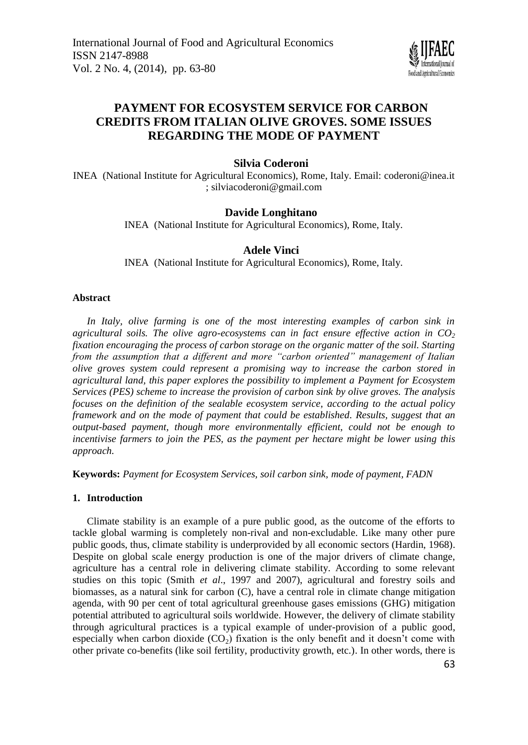# PAYMENT FOR ECOSYSTEM SERVICE FOR CARBON CREDITS FROM ITALIAN OLIVE GROVES. SOME ISSUES REGARDING THE MODE OF PAYMENT

**Silvia Coderoni**

INEA (National Institute for Agricultural Economics), Rome, Italy. Email: coderoni@inea.it ; silviacoderoni@gmail.com

**Davide Longhitano**

INEA (National Institute for Agricultural Economics), Rome, Italy.

**Adele Vinci**

INEA (National Institute for Agricultural Economics), Rome, Italy.

### Abstract

*In Italy, olive farming is one of the most interesting examples of carbon sink in agricultural soils. The olive agro-ecosystems can in fact ensure effective action in $CO_2$ fixation encouraging the process of carbon storage on the organic matter of the soil. Starting from the assumption that a different and more "carbon oriented" management of Italian olive groves system could represent a promising way to increase the carbon stored in agricultural land, this paper explores the possibility to implement a Payment for Ecosystem Services (PES) scheme to increase the provision of carbon sink by olive groves. The analysis focuses on the definition of the sealable ecosystem service, according to the actual policy framework and on the mode of payment that could be established. Results, suggest that an output-based payment, though more environmentally efficient, could not be enough to incentivise farmers to join the PES, as the payment per hectare might be lower using this approach.*

**Keywords:** *Payment for Ecosystem Services, soil carbon sink, mode of payment, FADN*

## 1. Introduction

Climate stability is an example of a pure public good, as the outcome of the efforts to tackle global warming is completely non-rival and non-excludable. Like many other pure public goods, thus, climate stability is underprovided by all economic sectors (Hardin, 1968). Despite on global scale energy production is one of the major drivers of climate change, agriculture has a central role in delivering climate stability. According to some relevant studies on this topic (Smith *et al*., 1997 and 2007), agricultural and forestry soils and biomasses, as a natural sink for carbon (C), have a central role in climate change mitigation agenda, with 90 per cent of total agricultural greenhouse gases emissions (GHG) mitigation potential attributed to agricultural soils worldwide. However, the delivery of climate stability through agricultural practices is a typical example of under-provision of a public good, especially when carbon dioxide ($CO_2$) fixation is the only benefit and it doesn't come with other private co-benefits (like soil fertility, productivity growth, etc.). In other words, there is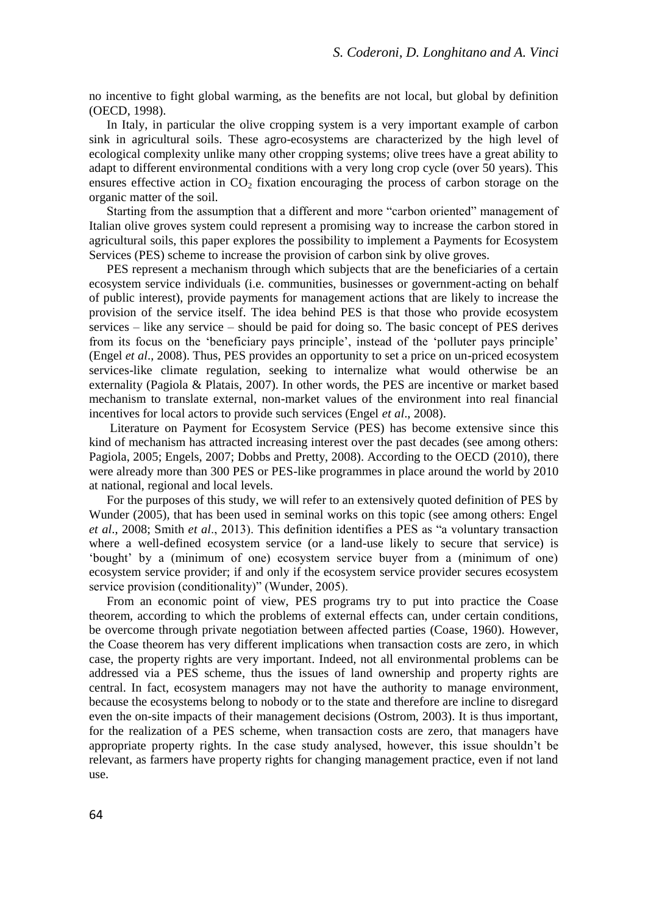no incentive to fight global warming, as the benefits are not local, but global by definition (OECD, 1998).

In Italy, in particular the olive cropping system is a very important example of carbon sink in agricultural soils. These agro-ecosystems are characterized by the high level of ecological complexity unlike many other cropping systems; olive trees have a great ability to adapt to different environmental conditions with a very long crop cycle (over 50 years). This ensures effective action in $CO_2$ fixation encouraging the process of carbon storage on the organic matter of the soil.

Starting from the assumption that a different and more "carbon oriented" management of Italian olive groves system could represent a promising way to increase the carbon stored in agricultural soils, this paper explores the possibility to implement a Payments for Ecosystem Services (PES) scheme to increase the provision of carbon sink by olive groves.

PES represent a mechanism through which subjects that are the beneficiaries of a certain ecosystem service individuals (i.e. communities, businesses or government-acting on behalf of public interest), provide payments for management actions that are likely to increase the provision of the service itself. The idea behind PES is that those who provide ecosystem services – like any service – should be paid for doing so. The basic concept of PES derives from its focus on the 'beneficiary pays principle', instead of the 'polluter pays principle' (Engel *et al*., 2008). Thus, PES provides an opportunity to set a price on un-priced ecosystem services-like climate regulation, seeking to internalize what would otherwise be an externality (Pagiola & Platais, 2007). In other words, the PES are incentive or market based mechanism to translate external, non-market values of the environment into real financial incentives for local actors to provide such services (Engel *et al*., 2008).

Literature on Payment for Ecosystem Service (PES) has become extensive since this kind of mechanism has attracted increasing interest over the past decades (see among others: Pagiola, 2005; Engels, 2007; Dobbs and Pretty, 2008). According to the OECD (2010), there were already more than 300 PES or PES-like programmes in place around the world by 2010 at national, regional and local levels.

For the purposes of this study, we will refer to an extensively quoted definition of PES by Wunder (2005), that has been used in seminal works on this topic (see among others: Engel *et al*., 2008; Smith *et al*., 2013). This definition identifies a PES as "a voluntary transaction where a well-defined ecosystem service (or a land-use likely to secure that service) is 'bought' by a (minimum of one) ecosystem service buyer from a (minimum of one) ecosystem service provider; if and only if the ecosystem service provider secures ecosystem service provision (conditionality)" (Wunder, 2005).

From an economic point of view, PES programs try to put into practice the Coase theorem, according to which the problems of external effects can, under certain conditions, be overcome through private negotiation between affected parties (Coase, 1960). However, the Coase theorem has very different implications when transaction costs are zero, in which case, the property rights are very important. Indeed, not all environmental problems can be addressed via a PES scheme, thus the issues of land ownership and property rights are central. In fact, ecosystem managers may not have the authority to manage environment, because the ecosystems belong to nobody or to the state and therefore are incline to disregard even the on-site impacts of their management decisions (Ostrom, 2003). It is thus important, for the realization of a PES scheme, when transaction costs are zero, that managers have appropriate property rights. In the case study analysed, however, this issue shouldn't be relevant, as farmers have property rights for changing management practice, even if not land use.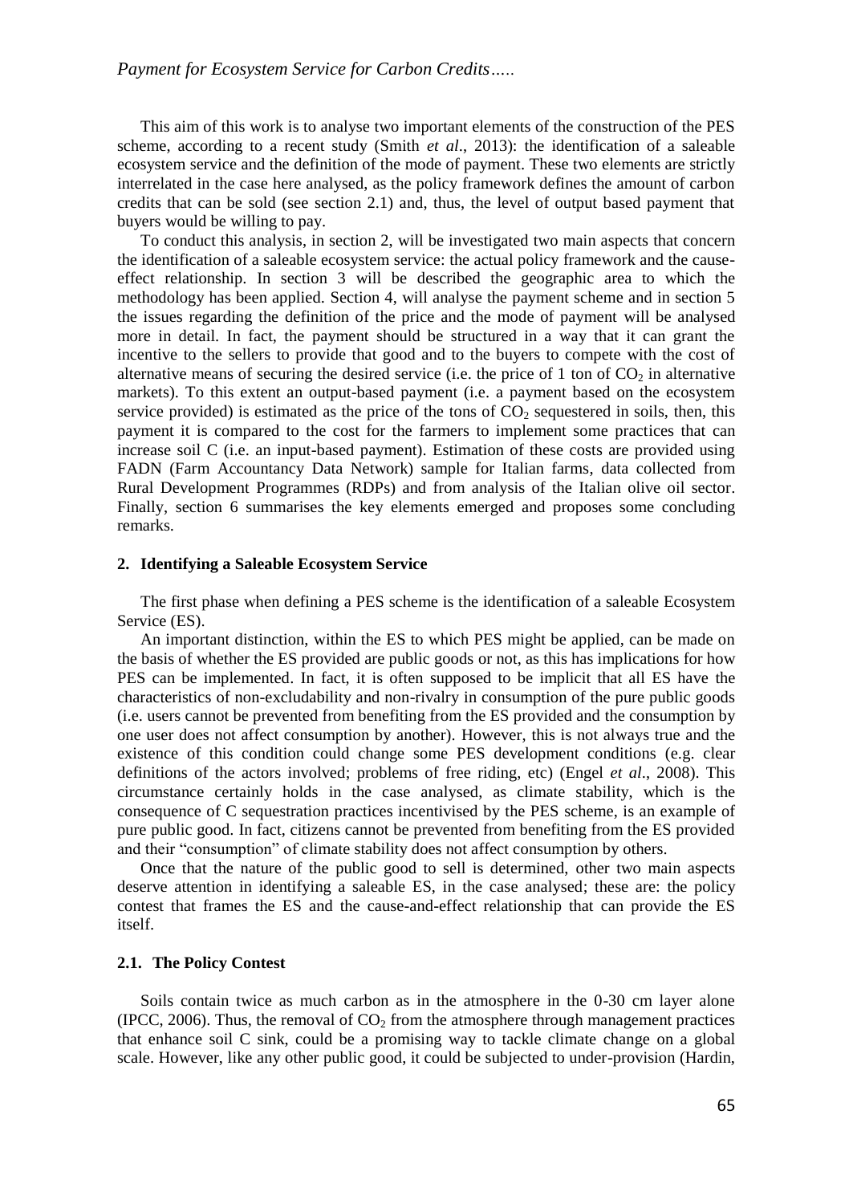This aim of this work is to analyse two important elements of the construction of the PES scheme, according to a recent study (Smith *et al*., 2013): the identification of a saleable ecosystem service and the definition of the mode of payment. These two elements are strictly interrelated in the case here analysed, as the policy framework defines the amount of carbon credits that can be sold (see section 2.1) and, thus, the level of output based payment that buyers would be willing to pay.

To conduct this analysis, in section 2, will be investigated two main aspects that concern the identification of a saleable ecosystem service: the actual policy framework and the cause-effect relationship. In section 3 will be described the geographic area to which the methodology has been applied. Section 4, will analyse the payment scheme and in section 5 the issues regarding the definition of the price and the mode of payment will be analysed more in detail. In fact, the payment should be structured in a way that it can grant the incentive to the sellers to provide that good and to the buyers to compete with the cost of alternative means of securing the desired service (i.e. the price of 1 ton of $CO_2$ in alternative markets). To this extent an output-based payment (i.e. a payment based on the ecosystem service provided) is estimated as the price of the tons of $CO_2$ sequestered in soils, then, this payment it is compared to the cost for the farmers to implement some practices that can increase soil C (i.e. an input-based payment). Estimation of these costs are provided using FADN (Farm Accountancy Data Network) sample for Italian farms, data collected from Rural Development Programmes (RDPs) and from analysis of the Italian olive oil sector. Finally, section 6 summarises the key elements emerged and proposes some concluding remarks.

## 2. Identifying a Saleable Ecosystem Service

The first phase when defining a PES scheme is the identification of a saleable Ecosystem Service (ES).

An important distinction, within the ES to which PES might be applied, can be made on the basis of whether the ES provided are public goods or not, as this has implications for how PES can be implemented. In fact, it is often supposed to be implicit that all ES have the characteristics of non-excludability and non-rivalry in consumption of the pure public goods (i.e. users cannot be prevented from benefiting from the ES provided and the consumption by one user does not affect consumption by another). However, this is not always true and the existence of this condition could change some PES development conditions (e.g. clear definitions of the actors involved; problems of free riding, etc) (Engel *et al*., 2008). This circumstance certainly holds in the case analysed, as climate stability, which is the consequence of C sequestration practices incentivised by the PES scheme, is an example of pure public good. In fact, citizens cannot be prevented from benefiting from the ES provided and their "consumption" of climate stability does not affect consumption by others.

Once that the nature of the public good to sell is determined, other two main aspects deserve attention in identifying a saleable ES, in the case analysed; these are: the policy contest that frames the ES and the cause-and-effect relationship that can provide the ES itself.

### 2.1. The Policy Contest

Soils contain twice as much carbon as in the atmosphere in the 0-30 cm layer alone (IPCC, 2006). Thus, the removal of $CO_2$ from the atmosphere through management practices that enhance soil C sink, could be a promising way to tackle climate change on a global scale. However, like any other public good, it could be subjected to under-provision (Hardin,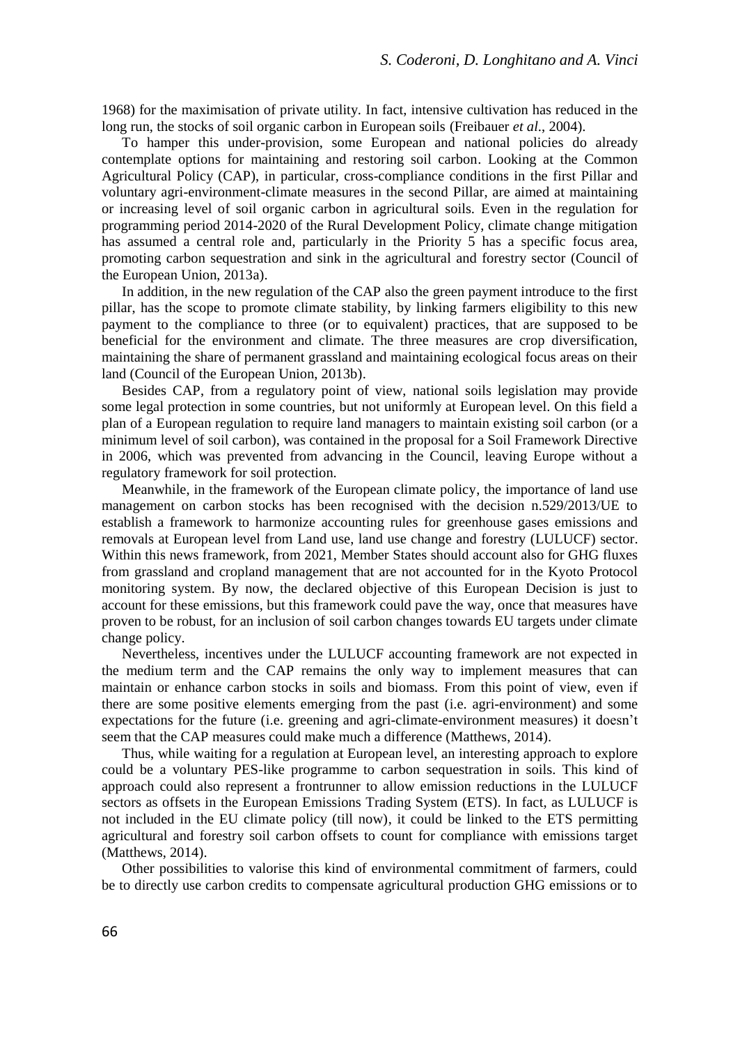1968) for the maximisation of private utility. In fact, intensive cultivation has reduced in the long run, the stocks of soil organic carbon in European soils (Freibauer *et al*., 2004).

To hamper this under-provision, some European and national policies do already contemplate options for maintaining and restoring soil carbon. Looking at the Common Agricultural Policy (CAP), in particular, cross-compliance conditions in the first Pillar and voluntary agri-environment-climate measures in the second Pillar, are aimed at maintaining or increasing level of soil organic carbon in agricultural soils. Even in the regulation for programming period 2014-2020 of the Rural Development Policy, climate change mitigation has assumed a central role and, particularly in the Priority 5 has a specific focus area, promoting carbon sequestration and sink in the agricultural and forestry sector (Council of the European Union, 2013a).

In addition, in the new regulation of the CAP also the green payment introduce to the first pillar, has the scope to promote climate stability, by linking farmers eligibility to this new payment to the compliance to three (or to equivalent) practices, that are supposed to be beneficial for the environment and climate. The three measures are crop diversification, maintaining the share of permanent grassland and maintaining ecological focus areas on their land (Council of the European Union, 2013b).

Besides CAP, from a regulatory point of view, national soils legislation may provide some legal protection in some countries, but not uniformly at European level. On this field a plan of a European regulation to require land managers to maintain existing soil carbon (or a minimum level of soil carbon), was contained in the proposal for a Soil Framework Directive in 2006, which was prevented from advancing in the Council, leaving Europe without a regulatory framework for soil protection.

Meanwhile, in the framework of the European climate policy, the importance of land use management on carbon stocks has been recognised with the decision n.529/2013/UE to establish a framework to harmonize accounting rules for greenhouse gases emissions and removals at European level from Land use, land use change and forestry (LULUCF) sector. Within this news framework, from 2021, Member States should account also for GHG fluxes from grassland and cropland management that are not accounted for in the Kyoto Protocol monitoring system. By now, the declared objective of this European Decision is just to account for these emissions, but this framework could pave the way, once that measures have proven to be robust, for an inclusion of soil carbon changes towards EU targets under climate change policy.

Nevertheless, incentives under the LULUCF accounting framework are not expected in the medium term and the CAP remains the only way to implement measures that can maintain or enhance carbon stocks in soils and biomass. From this point of view, even if there are some positive elements emerging from the past (i.e. agri-environment) and some expectations for the future (i.e. greening and agri-climate-environment measures) it doesn't seem that the CAP measures could make much a difference (Matthews, 2014).

Thus, while waiting for a regulation at European level, an interesting approach to explore could be a voluntary PES-like programme to carbon sequestration in soils. This kind of approach could also represent a frontrunner to allow emission reductions in the LULUCF sectors as offsets in the European Emissions Trading System (ETS). In fact, as LULUCF is not included in the EU climate policy (till now), it could be linked to the ETS permitting agricultural and forestry soil carbon offsets to count for compliance with emissions target (Matthews, 2014).

Other possibilities to valorise this kind of environmental commitment of farmers, could be to directly use carbon credits to compensate agricultural production GHG emissions or to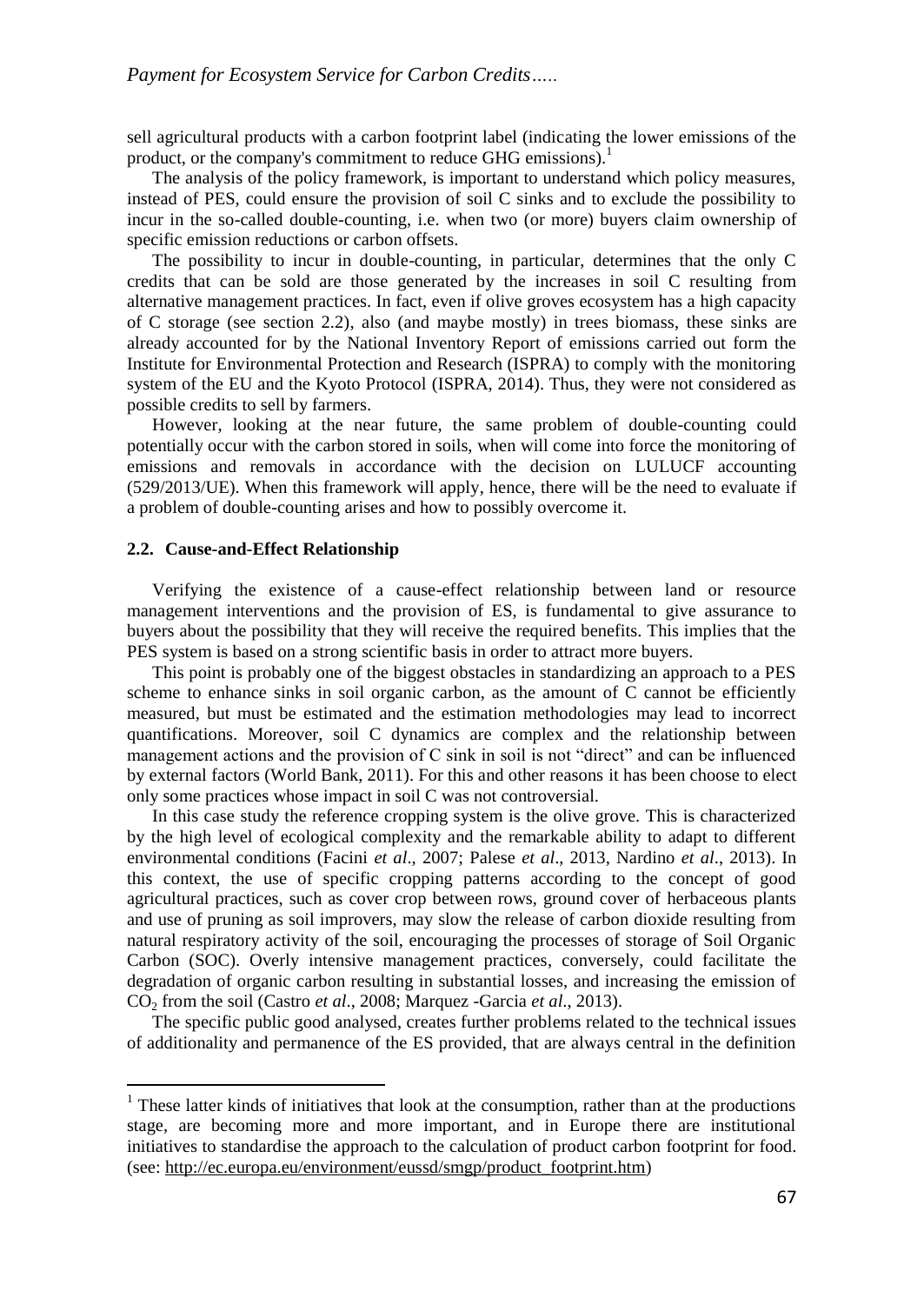sell agricultural products with a carbon footprint label (indicating the lower emissions of the product, or the company's commitment to reduce GHG emissions).[1]

The analysis of the policy framework, is important to understand which policy measures, instead of PES, could ensure the provision of soil C sinks and to exclude the possibility to incur in the so-called double-counting, i.e. when two (or more) buyers claim ownership of specific emission reductions or carbon offsets.

The possibility to incur in double-counting, in particular, determines that the only C credits that can be sold are those generated by the increases in soil C resulting from alternative management practices. In fact, even if olive groves ecosystem has a high capacity of C storage (see section 2.2), also (and maybe mostly) in trees biomass, these sinks are already accounted for by the National Inventory Report of emissions carried out form the Institute for Environmental Protection and Research (ISPRA) to comply with the monitoring system of the EU and the Kyoto Protocol (ISPRA, 2014). Thus, they were not considered as possible credits to sell by farmers.

However, looking at the near future, the same problem of double-counting could potentially occur with the carbon stored in soils, when will come into force the monitoring of emissions and removals in accordance with the decision on LULUCF accounting (529/2013/UE). When this framework will apply, hence, there will be the need to evaluate if a problem of double-counting arises and how to possibly overcome it.

### 2.2. Cause-and-Effect Relationship

Verifying the existence of a cause-effect relationship between land or resource management interventions and the provision of ES, is fundamental to give assurance to buyers about the possibility that they will receive the required benefits. This implies that the PES system is based on a strong scientific basis in order to attract more buyers.

This point is probably one of the biggest obstacles in standardizing an approach to a PES scheme to enhance sinks in soil organic carbon, as the amount of C cannot be efficiently measured, but must be estimated and the estimation methodologies may lead to incorrect quantifications. Moreover, soil C dynamics are complex and the relationship between management actions and the provision of C sink in soil is not "direct" and can be influenced by external factors (World Bank, 2011). For this and other reasons it has been choose to elect only some practices whose impact in soil C was not controversial.

In this case study the reference cropping system is the olive grove. This is characterized by the high level of ecological complexity and the remarkable ability to adapt to different environmental conditions (Facini *et al*., 2007; Palese *et al*., 2013, Nardino *et al*., 2013). In this context, the use of specific cropping patterns according to the concept of good agricultural practices, such as cover crop between rows, ground cover of herbaceous plants and use of pruning as soil improvers, may slow the release of carbon dioxide resulting from natural respiratory activity of the soil, encouraging the processes of storage of Soil Organic Carbon (SOC). Overly intensive management practices, conversely, could facilitate the degradation of organic carbon resulting in substantial losses, and increasing the emission of $CO_2$ from the soil (Castro *et al*., 2008; Marquez -Garcia *et al*., 2013).

The specific public good analysed, creates further problems related to the technical issues of additionality and permanence of the ES provided, that are always central in the definition

[1] These latter kinds of initiatives that look at the consumption, rather than at the productions stage, are becoming more and more important, and in Europe there are institutional initiatives to standardise the approach to the calculation of product carbon footprint for food. (see: http://ec.europa.eu/environment/eussd/smgp/product_footprint.htm)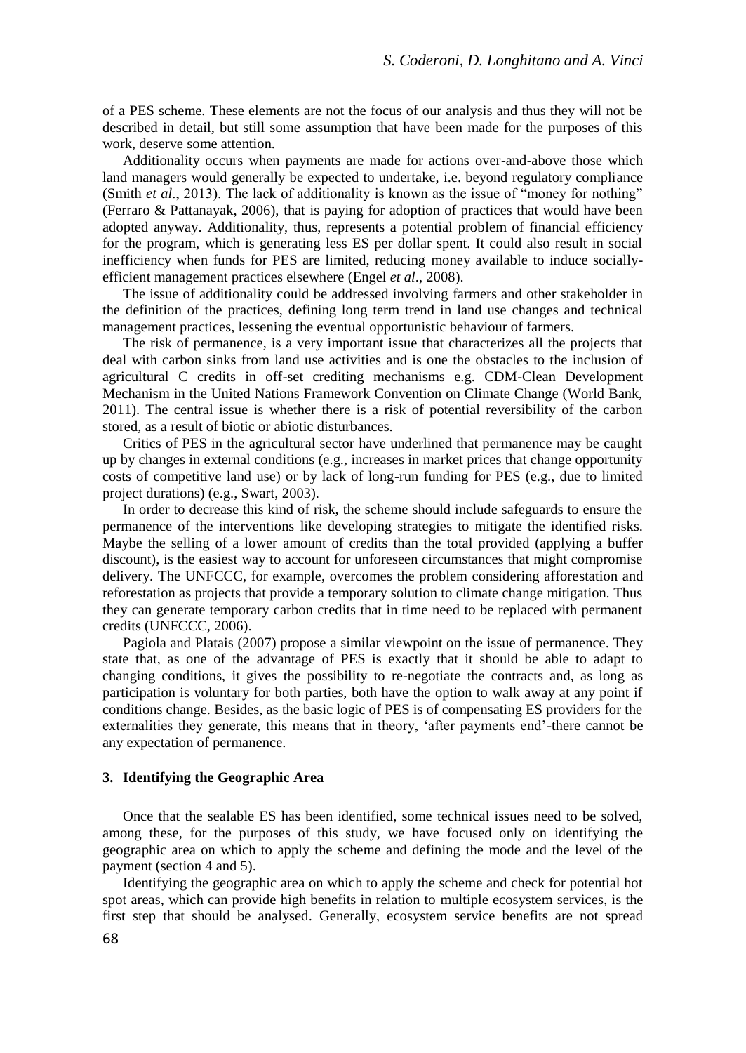of a PES scheme. These elements are not the focus of our analysis and thus they will not be described in detail, but still some assumption that have been made for the purposes of this work, deserve some attention.

Additionality occurs when payments are made for actions over-and-above those which land managers would generally be expected to undertake, i.e. beyond regulatory compliance (Smith *et al*., 2013). The lack of additionality is known as the issue of "money for nothing" (Ferraro & Pattanayak, 2006), that is paying for adoption of practices that would have been adopted anyway. Additionality, thus, represents a potential problem of financial efficiency for the program, which is generating less ES per dollar spent. It could also result in social inefficiency when funds for PES are limited, reducing money available to induce socially-efficient management practices elsewhere (Engel *et al*., 2008).

The issue of additionality could be addressed involving farmers and other stakeholder in the definition of the practices, defining long term trend in land use changes and technical management practices, lessening the eventual opportunistic behaviour of farmers.

The risk of permanence, is a very important issue that characterizes all the projects that deal with carbon sinks from land use activities and is one the obstacles to the inclusion of agricultural C credits in off-set crediting mechanisms e.g. CDM-Clean Development Mechanism in the United Nations Framework Convention on Climate Change (World Bank, 2011). The central issue is whether there is a risk of potential reversibility of the carbon stored, as a result of biotic or abiotic disturbances.

Critics of PES in the agricultural sector have underlined that permanence may be caught up by changes in external conditions (e.g., increases in market prices that change opportunity costs of competitive land use) or by lack of long-run funding for PES (e.g., due to limited project durations) (e.g., Swart, 2003).

In order to decrease this kind of risk, the scheme should include safeguards to ensure the permanence of the interventions like developing strategies to mitigate the identified risks. Maybe the selling of a lower amount of credits than the total provided (applying a buffer discount), is the easiest way to account for unforeseen circumstances that might compromise delivery. The UNFCCC, for example, overcomes the problem considering afforestation and reforestation as projects that provide a temporary solution to climate change mitigation. Thus they can generate temporary carbon credits that in time need to be replaced with permanent credits (UNFCCC, 2006).

Pagiola and Platais (2007) propose a similar viewpoint on the issue of permanence. They state that, as one of the advantage of PES is exactly that it should be able to adapt to changing conditions, it gives the possibility to re-negotiate the contracts and, as long as participation is voluntary for both parties, both have the option to walk away at any point if conditions change. Besides, as the basic logic of PES is of compensating ES providers for the externalities they generate, this means that in theory, 'after payments end'-there cannot be any expectation of permanence.

## 3. Identifying the Geographic Area

Once that the sealable ES has been identified, some technical issues need to be solved, among these, for the purposes of this study, we have focused only on identifying the geographic area on which to apply the scheme and defining the mode and the level of the payment (section 4 and 5).

Identifying the geographic area on which to apply the scheme and check for potential hot spot areas, which can provide high benefits in relation to multiple ecosystem services, is the first step that should be analysed. Generally, ecosystem service benefits are not spread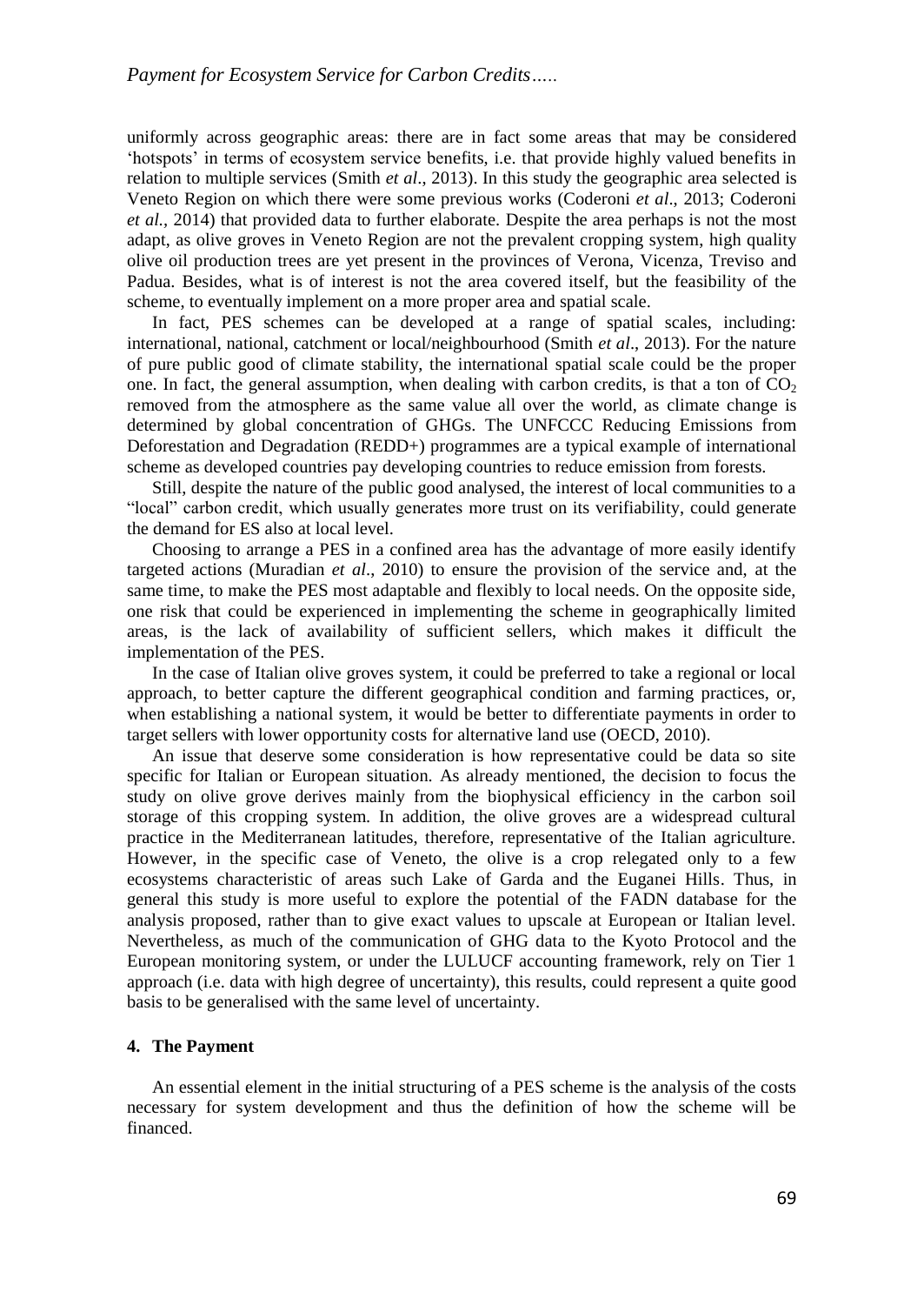uniformly across geographic areas: there are in fact some areas that may be considered 'hotspots' in terms of ecosystem service benefits, i.e. that provide highly valued benefits in relation to multiple services (Smith *et al*., 2013). In this study the geographic area selected is Veneto Region on which there were some previous works (Coderoni *et al*., 2013; Coderoni *et al.,* 2014) that provided data to further elaborate. Despite the area perhaps is not the most adapt, as olive groves in Veneto Region are not the prevalent cropping system, high quality olive oil production trees are yet present in the provinces of Verona, Vicenza, Treviso and Padua. Besides, what is of interest is not the area covered itself, but the feasibility of the scheme, to eventually implement on a more proper area and spatial scale.

In fact, PES schemes can be developed at a range of spatial scales, including: international, national, catchment or local/neighbourhood (Smith *et al*., 2013). For the nature of pure public good of climate stability, the international spatial scale could be the proper one. In fact, the general assumption, when dealing with carbon credits, is that a ton of $CO_2$ removed from the atmosphere as the same value all over the world, as climate change is determined by global concentration of GHGs. The UNFCCC Reducing Emissions from Deforestation and Degradation (REDD+) programmes are a typical example of international scheme as developed countries pay developing countries to reduce emission from forests.

Still, despite the nature of the public good analysed, the interest of local communities to a "local" carbon credit, which usually generates more trust on its verifiability, could generate the demand for ES also at local level.

Choosing to arrange a PES in a confined area has the advantage of more easily identify targeted actions (Muradian *et al*., 2010) to ensure the provision of the service and, at the same time, to make the PES most adaptable and flexibly to local needs. On the opposite side, one risk that could be experienced in implementing the scheme in geographically limited areas, is the lack of availability of sufficient sellers, which makes it difficult the implementation of the PES.

In the case of Italian olive groves system, it could be preferred to take a regional or local approach, to better capture the different geographical condition and farming practices, or, when establishing a national system, it would be better to differentiate payments in order to target sellers with lower opportunity costs for alternative land use (OECD, 2010).

An issue that deserve some consideration is how representative could be data so site specific for Italian or European situation. As already mentioned, the decision to focus the study on olive grove derives mainly from the biophysical efficiency in the carbon soil storage of this cropping system. In addition, the olive groves are a widespread cultural practice in the Mediterranean latitudes, therefore, representative of the Italian agriculture. However, in the specific case of Veneto, the olive is a crop relegated only to a few ecosystems characteristic of areas such Lake of Garda and the Euganei Hills. Thus, in general this study is more useful to explore the potential of the FADN database for the analysis proposed, rather than to give exact values to upscale at European or Italian level. Nevertheless, as much of the communication of GHG data to the Kyoto Protocol and the European monitoring system, or under the LULUCF accounting framework, rely on Tier 1 approach (i.e. data with high degree of uncertainty), this results, could represent a quite good basis to be generalised with the same level of uncertainty.

## 4. The Payment

An essential element in the initial structuring of a PES scheme is the analysis of the costs necessary for system development and thus the definition of how the scheme will be financed.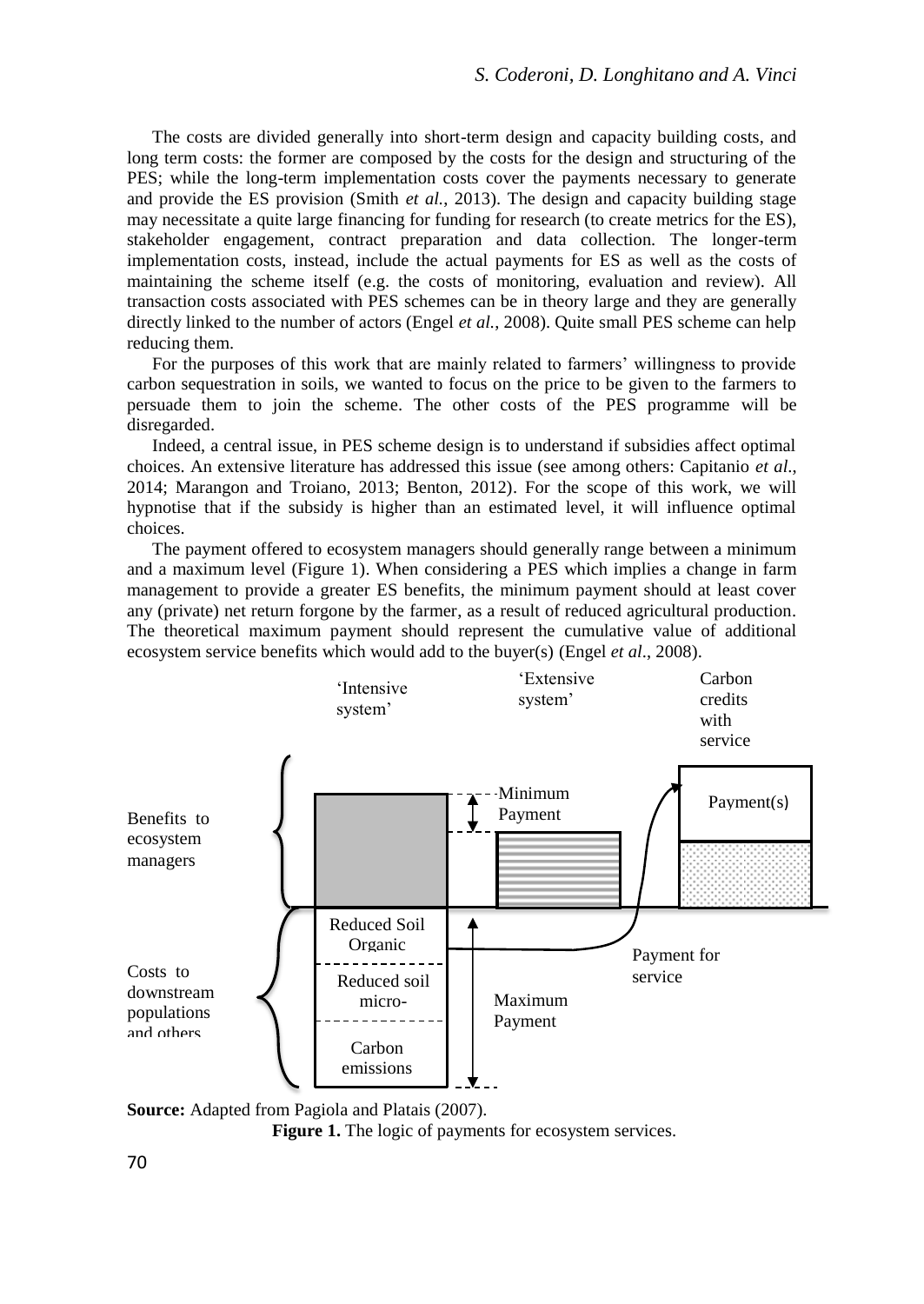The costs are divided generally into short-term design and capacity building costs, and long term costs: the former are composed by the costs for the design and structuring of the PES; while the long-term implementation costs cover the payments necessary to generate and provide the ES provision (Smith *et al.*, 2013). The design and capacity building stage may necessitate a quite large financing for funding for research (to create metrics for the ES), stakeholder engagement, contract preparation and data collection. The longer-term implementation costs, instead, include the actual payments for ES as well as the costs of maintaining the scheme itself (e.g. the costs of monitoring, evaluation and review). All transaction costs associated with PES schemes can be in theory large and they are generally directly linked to the number of actors (Engel *et al.*, 2008). Quite small PES scheme can help reducing them.

For the purposes of this work that are mainly related to farmers' willingness to provide carbon sequestration in soils, we wanted to focus on the price to be given to the farmers to persuade them to join the scheme. The other costs of the PES programme will be disregarded.

Indeed, a central issue, in PES scheme design is to understand if subsidies affect optimal choices. An extensive literature has addressed this issue (see among others: Capitanio *et al*., 2014; Marangon and Troiano, 2013; Benton, 2012). For the scope of this work, we will hypnotise that if the subsidy is higher than an estimated level, it will influence optimal choices.

The payment offered to ecosystem managers should generally range between a minimum and a maximum level (Figure 1). When considering a PES which implies a change in farm management to provide a greater ES benefits, the minimum payment should at least cover any (private) net return forgone by the farmer, as a result of reduced agricultural production. The theoretical maximum payment should represent the cumulative value of additional ecosystem service benefits which would add to the buyer(s) (Engel *et al*., 2008).

'Intensive system' | 'Extensive system' | Carbon credits with service

Benefits to ecosystem managers | Minimum Payment | Payment(s)

Costs to downstream populations and others | Reduced Soil Organic | Reduced soil micro- | Carbon emissions | Maximum Payment | Payment for service

**Source:** Adapted from Pagiola and Platais (2007).

**Figure 1.** The logic of payments for ecosystem services.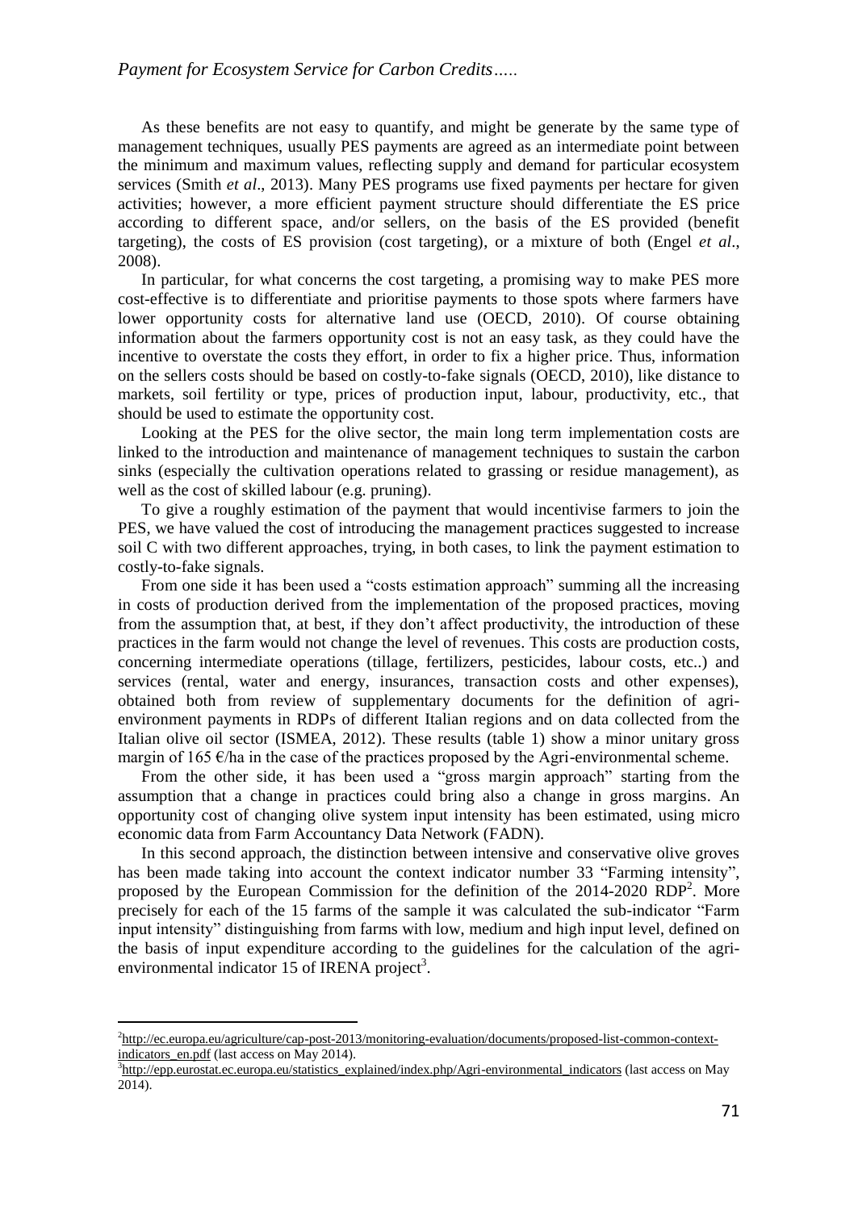As these benefits are not easy to quantify, and might be generate by the same type of management techniques, usually PES payments are agreed as an intermediate point between the minimum and maximum values, reflecting supply and demand for particular ecosystem services (Smith *et al*., 2013). Many PES programs use fixed payments per hectare for given activities; however, a more efficient payment structure should differentiate the ES price according to different space, and/or sellers, on the basis of the ES provided (benefit targeting), the costs of ES provision (cost targeting), or a mixture of both (Engel *et al*., 2008).

In particular, for what concerns the cost targeting, a promising way to make PES more cost-effective is to differentiate and prioritise payments to those spots where farmers have lower opportunity costs for alternative land use (OECD, 2010). Of course obtaining information about the farmers opportunity cost is not an easy task, as they could have the incentive to overstate the costs they effort, in order to fix a higher price. Thus, information on the sellers costs should be based on costly-to-fake signals (OECD, 2010), like distance to markets, soil fertility or type, prices of production input, labour, productivity, etc., that should be used to estimate the opportunity cost.

Looking at the PES for the olive sector, the main long term implementation costs are linked to the introduction and maintenance of management techniques to sustain the carbon sinks (especially the cultivation operations related to grassing or residue management), as well as the cost of skilled labour (e.g. pruning).

To give a roughly estimation of the payment that would incentivise farmers to join the PES, we have valued the cost of introducing the management practices suggested to increase soil C with two different approaches, trying, in both cases, to link the payment estimation to costly-to-fake signals.

From one side it has been used a "costs estimation approach" summing all the increasing in costs of production derived from the implementation of the proposed practices, moving from the assumption that, at best, if they don't affect productivity, the introduction of these practices in the farm would not change the level of revenues. This costs are production costs, concerning intermediate operations (tillage, fertilizers, pesticides, labour costs, etc..) and services (rental, water and energy, insurances, transaction costs and other expenses), obtained both from review of supplementary documents for the definition of agri-environment payments in RDPs of different Italian regions and on data collected from the Italian olive oil sector (ISMEA, 2012). These results (table 1) show a minor unitary gross margin of 165 €/ha in the case of the practices proposed by the Agri-environmental scheme.

From the other side, it has been used a "gross margin approach" starting from the assumption that a change in practices could bring also a change in gross margins. An opportunity cost of changing olive system input intensity has been estimated, using micro economic data from Farm Accountancy Data Network (FADN).

In this second approach, the distinction between intensive and conservative olive groves has been made taking into account the context indicator number 33 "Farming intensity", proposed by the European Commission for the definition of the 2014-2020 RDP[2]. More precisely for each of the 15 farms of the sample it was calculated the sub-indicator "Farm input intensity" distinguishing from farms with low, medium and high input level, defined on the basis of input expenditure according to the guidelines for the calculation of the agri-environmental indicator 15 of IRENA project[3].

---

[2] http://ec.europa.eu/agriculture/cap-post-2013/monitoring-evaluation/documents/proposed-list-common-context-indicators_en.pdf (last access on May 2014).

[3] http://epp.eurostat.ec.europa.eu/statistics_explained/index.php/Agri-environmental_indicators (last access on May 2014).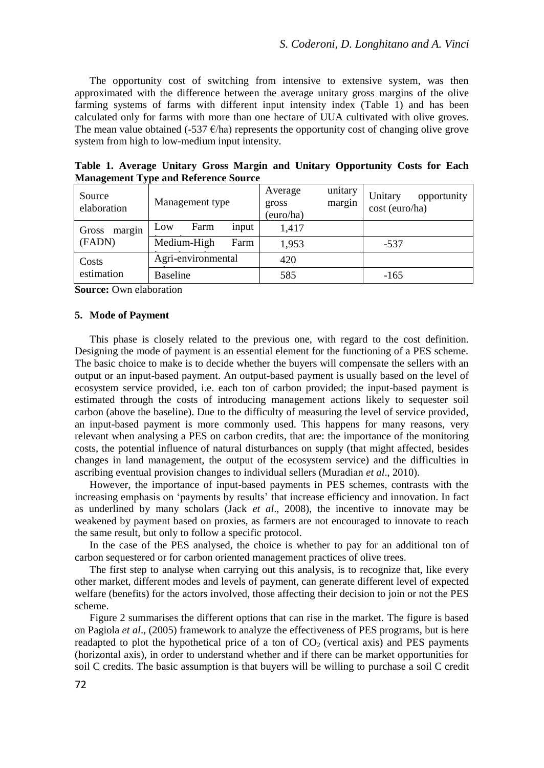The opportunity cost of switching from intensive to extensive system, was then approximated with the difference between the average unitary gross margins of the olive farming systems of farms with different input intensity index (Table 1) and has been calculated only for farms with more than one hectare of UUA cultivated with olive groves. The mean value obtained (-537 €/ha) represents the opportunity cost of changing olive grove system from high to low-medium input intensity.

**Table 1. Average Unitary Gross Margin and Unitary Opportunity Costs for Each Management Type and Reference Source**

| Source elaboration | Management type | Average unitary gross margin (euro/ha) | Unitary opportunity cost (euro/ha) |
|---|---|---|---|
| Gross margin (FADN) | Low Farm input | 1,417 | |
| | Medium-High Farm | 1,953 | -537 |
| Costs estimation | Agri-environmental | 420 | |
| | Baseline | 585 | -165 |

**Source:** Own elaboration

## 5. Mode of Payment

This phase is closely related to the previous one, with regard to the cost definition. Designing the mode of payment is an essential element for the functioning of a PES scheme. The basic choice to make is to decide whether the buyers will compensate the sellers with an output or an input-based payment. An output-based payment is usually based on the level of ecosystem service provided, i.e. each ton of carbon provided; the input-based payment is estimated through the costs of introducing management actions likely to sequester soil carbon (above the baseline). Due to the difficulty of measuring the level of service provided, an input-based payment is more commonly used. This happens for many reasons, very relevant when analysing a PES on carbon credits, that are: the importance of the monitoring costs, the potential influence of natural disturbances on supply (that might affected, besides changes in land management, the output of the ecosystem service) and the difficulties in ascribing eventual provision changes to individual sellers (Muradian *et al*., 2010).

However, the importance of input-based payments in PES schemes, contrasts with the increasing emphasis on 'payments by results' that increase efficiency and innovation. In fact as underlined by many scholars (Jack *et al*., 2008), the incentive to innovate may be weakened by payment based on proxies, as farmers are not encouraged to innovate to reach the same result, but only to follow a specific protocol.

In the case of the PES analysed, the choice is whether to pay for an additional ton of carbon sequestered or for carbon oriented management practices of olive trees.

The first step to analyse when carrying out this analysis, is to recognize that, like every other market, different modes and levels of payment, can generate different level of expected welfare (benefits) for the actors involved, those affecting their decision to join or not the PES scheme.

Figure 2 summarises the different options that can rise in the market. The figure is based on Pagiola *et al*., (2005) framework to analyze the effectiveness of PES programs, but is here readapted to plot the hypothetical price of a ton of $CO_2$ (vertical axis) and PES payments (horizontal axis), in order to understand whether and if there can be market opportunities for soil C credits. The basic assumption is that buyers will be willing to purchase a soil C credit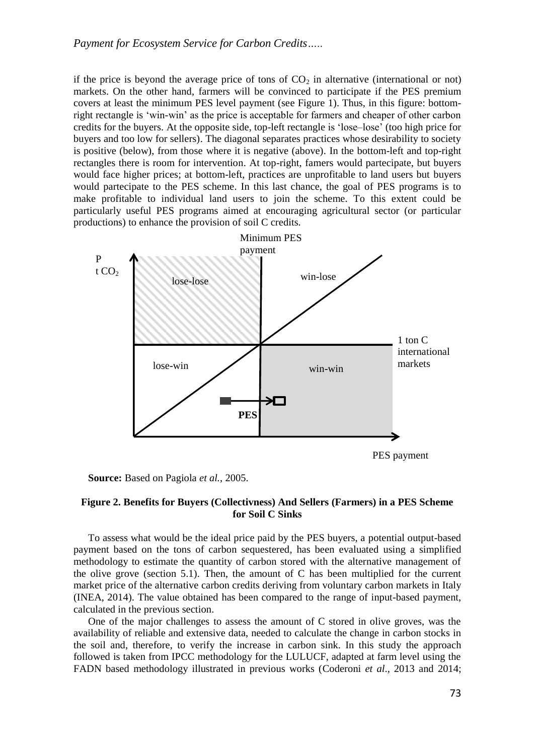if the price is beyond the average price of tons of $CO_2$ in alternative (international or not) markets. On the other hand, farmers will be convinced to participate if the PES premium covers at least the minimum PES level payment (see Figure 1). Thus, in this figure: bottom-right rectangle is 'win-win' as the price is acceptable for farmers and cheaper of other carbon credits for the buyers. At the opposite side, top-left rectangle is 'lose–lose' (too high price for buyers and too low for sellers). The diagonal separates practices whose desirability to society is positive (below), from those where it is negative (above). In the bottom-left and top-right rectangles there is room for intervention. At top-right, famers would partecipate, but buyers would face higher prices; at bottom-left, practices are unprofitable to land users but buyers would partecipate to the PES scheme. In this last chance, the goal of PES programs is to make profitable to individual land users to join the scheme. To this extent could be particularly useful PES programs aimed at encouraging agricultural sector (or particular productions) to enhance the provision of soil C credits.

**Source:** Based on Pagiola *et al.*, 2005.

**Figure 2. Benefits for Buyers (Collectivness) And Sellers (Farmers) in a PES Scheme for Soil C Sinks**

To assess what would be the ideal price paid by the PES buyers, a potential output-based payment based on the tons of carbon sequestered, has been evaluated using a simplified methodology to estimate the quantity of carbon stored with the alternative management of the olive grove (section 5.1). Then, the amount of C has been multiplied for the current market price of the alternative carbon credits deriving from voluntary carbon markets in Italy (INEA, 2014). The value obtained has been compared to the range of input-based payment, calculated in the previous section.

One of the major challenges to assess the amount of C stored in olive groves, was the availability of reliable and extensive data, needed to calculate the change in carbon stocks in the soil and, therefore, to verify the increase in carbon sink. In this study the approach followed is taken from IPCC methodology for the LULUCF, adapted at farm level using the FADN based methodology illustrated in previous works (Coderoni *et al*., 2013 and 2014;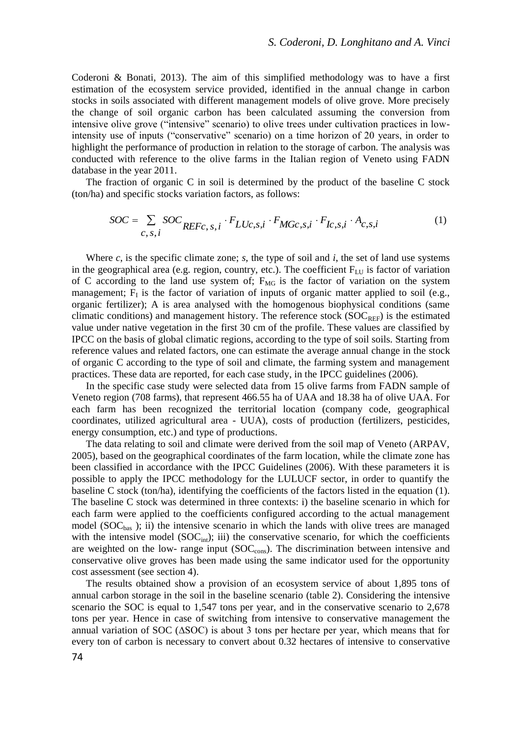Coderoni & Bonati, 2013). The aim of this simplified methodology was to have a first estimation of the ecosystem service provided, identified in the annual change in carbon stocks in soils associated with different management models of olive grove. More precisely the change of soil organic carbon has been calculated assuming the conversion from intensive olive grove ("intensive" scenario) to olive trees under cultivation practices in low-intensity use of inputs ("conservative" scenario) on a time horizon of 20 years, in order to highlight the performance of production in relation to the storage of carbon. The analysis was conducted with reference to the olive farms in the Italian region of Veneto using FADN database in the year 2011.

The fraction of organic C in soil is determined by the product of the baseline C stock (ton/ha) and specific stocks variation factors, as follows:

$$SOC = \sum_{c,s,i} SOC_{REFc,s,i} \cdot F_{LUc,s,i} \cdot F_{MGc,s,i} \cdot F_{Ic,s,i} \cdot A_{c,s,i} \tag{1}$$

Where *c*, is the specific climate zone; *s*, the type of soil and *i*, the set of land use systems in the geographical area (e.g. region, country, etc.). The coefficient $F_{LU}$ is factor of variation of C according to the land use system of; $F_{MG}$ is the factor of variation on the system management; $F_I$ is the factor of variation of inputs of organic matter applied to soil (e.g., organic fertilizer); A is area analysed with the homogenous biophysical conditions (same climatic conditions) and management history. The reference stock ($SOC_{REF}$) is the estimated value under native vegetation in the first 30 cm of the profile. These values are classified by IPCC on the basis of global climatic regions, according to the type of soil soils. Starting from reference values and related factors, one can estimate the average annual change in the stock of organic C according to the type of soil and climate, the farming system and management practices. These data are reported, for each case study, in the IPCC guidelines (2006).

In the specific case study were selected data from 15 olive farms from FADN sample of Veneto region (708 farms), that represent 466.55 ha of UAA and 18.38 ha of olive UAA. For each farm has been recognized the territorial location (company code, geographical coordinates, utilized agricultural area - UUA), costs of production (fertilizers, pesticides, energy consumption, etc.) and type of productions.

The data relating to soil and climate were derived from the soil map of Veneto (ARPAV, 2005), based on the geographical coordinates of the farm location, while the climate zone has been classified in accordance with the IPCC Guidelines (2006). With these parameters it is possible to apply the IPCC methodology for the LULUCF sector, in order to quantify the baseline C stock (ton/ha), identifying the coefficients of the factors listed in the equation (1). The baseline C stock was determined in three contexts: i) the baseline scenario in which for each farm were applied to the coefficients configured according to the actual management model ($SOC_{bas}$ ); ii) the intensive scenario in which the lands with olive trees are managed with the intensive model ($SOC_{int}$); iii) the conservative scenario, for which the coefficients are weighted on the low- range input ($SOC_{cons}$). The discrimination between intensive and conservative olive groves has been made using the same indicator used for the opportunity cost assessment (see section 4).

The results obtained show a provision of an ecosystem service of about 1,895 tons of annual carbon storage in the soil in the baseline scenario (table 2). Considering the intensive scenario the SOC is equal to 1,547 tons per year, and in the conservative scenario to 2,678 tons per year. Hence in case of switching from intensive to conservative management the annual variation of SOC ($\Delta$SOC) is about 3 tons per hectare per year, which means that for every ton of carbon is necessary to convert about 0.32 hectares of intensive to conservative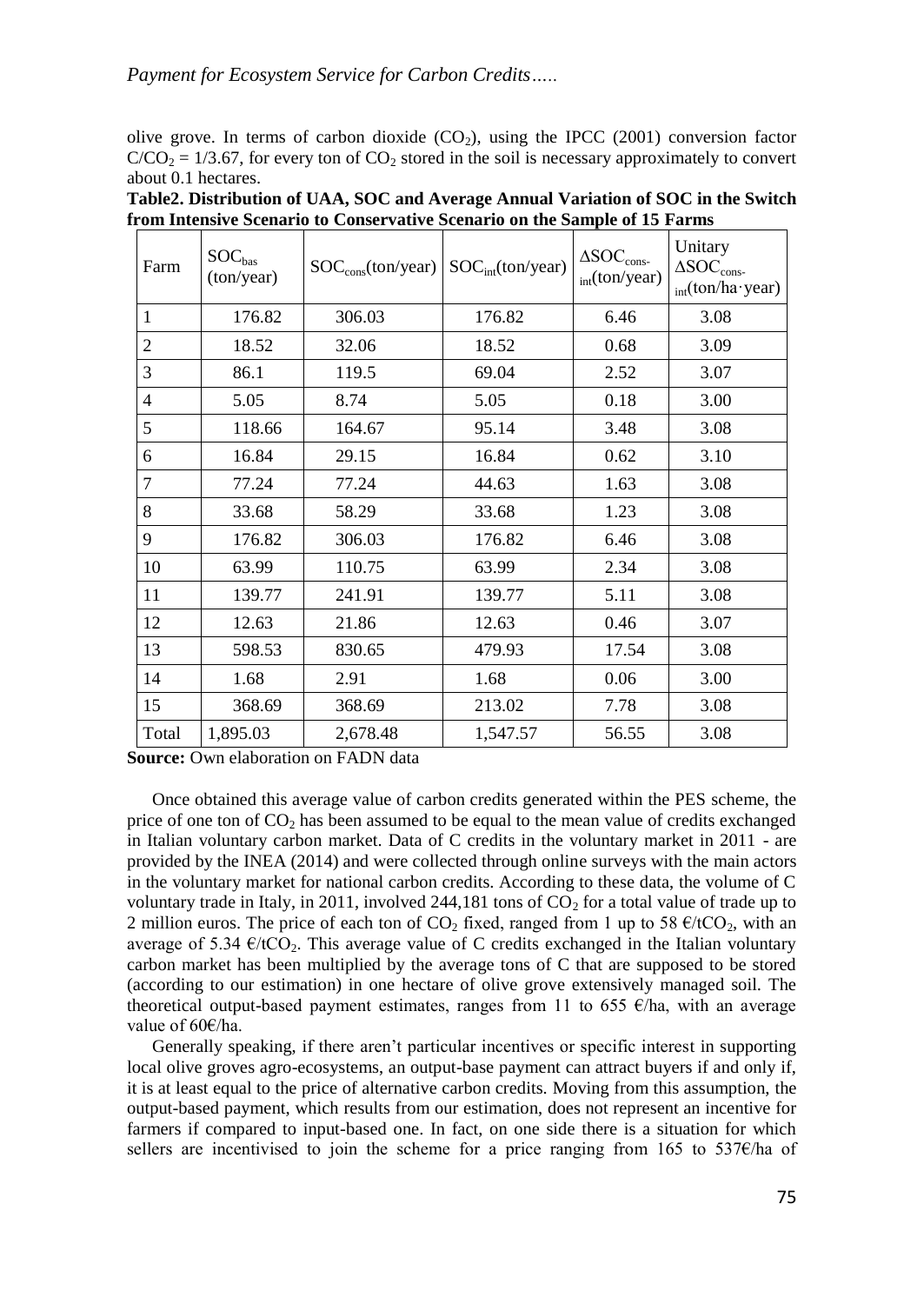olive grove. In terms of carbon dioxide ($CO_2$), using the IPCC (2001) conversion factor $C/CO_2 = 1/3.67$, for every ton of $CO_2$ stored in the soil is necessary approximately to convert about 0.1 hectares.

**Table2. Distribution of UAA, SOC and Average Annual Variation of SOC in the Switch from Intensive Scenario to Conservative Scenario on the Sample of 15 Farms**

| Farm | $SOC_{bas}$ (ton/year) | $SOC_{cons}$(ton/year) | $SOC_{int}$(ton/year) | $\Delta SOC_{cons-int}$(ton/year) | Unitary $\Delta SOC_{cons-int}$(ton/ha·year) |
|---|---|---|---|---|---|
| 1 | 176.82 | 306.03 | 176.82 | 6.46 | 3.08 |
| 2 | 18.52 | 32.06 | 18.52 | 0.68 | 3.09 |
| 3 | 86.1 | 119.5 | 69.04 | 2.52 | 3.07 |
| 4 | 5.05 | 8.74 | 5.05 | 0.18 | 3.00 |
| 5 | 118.66 | 164.67 | 95.14 | 3.48 | 3.08 |
| 6 | 16.84 | 29.15 | 16.84 | 0.62 | 3.10 |
| 7 | 77.24 | 77.24 | 44.63 | 1.63 | 3.08 |
| 8 | 33.68 | 58.29 | 33.68 | 1.23 | 3.08 |
| 9 | 176.82 | 306.03 | 176.82 | 6.46 | 3.08 |
| 10 | 63.99 | 110.75 | 63.99 | 2.34 | 3.08 |
| 11 | 139.77 | 241.91 | 139.77 | 5.11 | 3.08 |
| 12 | 12.63 | 21.86 | 12.63 | 0.46 | 3.07 |
| 13 | 598.53 | 830.65 | 479.93 | 17.54 | 3.08 |
| 14 | 1.68 | 2.91 | 1.68 | 0.06 | 3.00 |
| 15 | 368.69 | 368.69 | 213.02 | 7.78 | 3.08 |
| Total | 1,895.03 | 2,678.48 | 1,547.57 | 56.55 | 3.08 |

**Source:** Own elaboration on FADN data

Once obtained this average value of carbon credits generated within the PES scheme, the price of one ton of $CO_2$ has been assumed to be equal to the mean value of credits exchanged in Italian voluntary carbon market. Data of C credits in the voluntary market in 2011 - are provided by the INEA (2014) and were collected through online surveys with the main actors in the voluntary market for national carbon credits. According to these data, the volume of C voluntary trade in Italy, in 2011, involved 244,181 tons of $CO_2$ for a total value of trade up to 2 million euros. The price of each ton of $CO_2$ fixed, ranged from 1 up to 58 €/t$CO_2$, with an average of 5.34 €/t$CO_2$. This average value of C credits exchanged in the Italian voluntary carbon market has been multiplied by the average tons of C that are supposed to be stored (according to our estimation) in one hectare of olive grove extensively managed soil. The theoretical output-based payment estimates, ranges from 11 to 655 €/ha, with an average value of 60€/ha.

Generally speaking, if there aren't particular incentives or specific interest in supporting local olive groves agro-ecosystems, an output-base payment can attract buyers if and only if, it is at least equal to the price of alternative carbon credits. Moving from this assumption, the output-based payment, which results from our estimation, does not represent an incentive for farmers if compared to input-based one. In fact, on one side there is a situation for which sellers are incentivised to join the scheme for a price ranging from 165 to 537€/ha of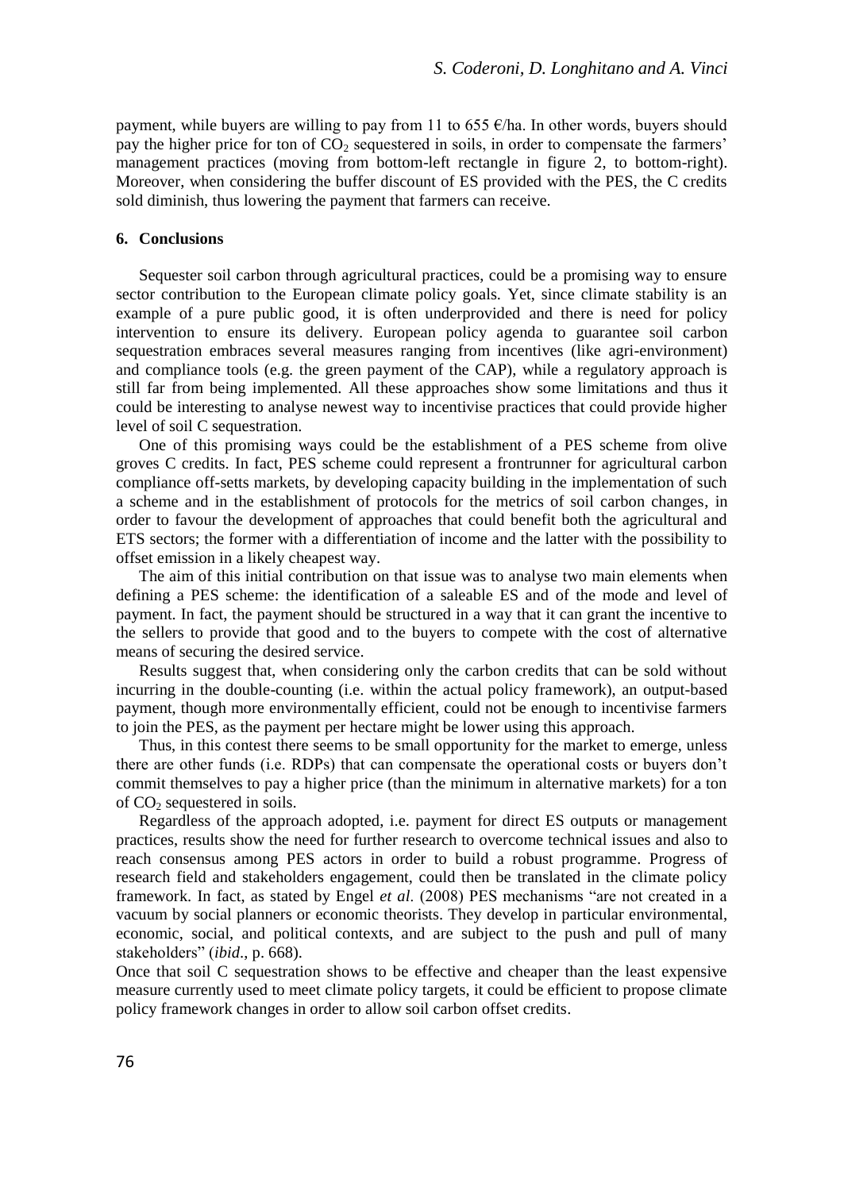payment, while buyers are willing to pay from 11 to 655 €/ha. In other words, buyers should pay the higher price for ton of $CO_2$ sequestered in soils, in order to compensate the farmers' management practices (moving from bottom-left rectangle in figure 2, to bottom-right). Moreover, when considering the buffer discount of ES provided with the PES, the C credits sold diminish, thus lowering the payment that farmers can receive.

## 6. Conclusions

Sequester soil carbon through agricultural practices, could be a promising way to ensure sector contribution to the European climate policy goals. Yet, since climate stability is an example of a pure public good, it is often underprovided and there is need for policy intervention to ensure its delivery. European policy agenda to guarantee soil carbon sequestration embraces several measures ranging from incentives (like agri-environment) and compliance tools (e.g. the green payment of the CAP), while a regulatory approach is still far from being implemented. All these approaches show some limitations and thus it could be interesting to analyse newest way to incentivise practices that could provide higher level of soil C sequestration.

One of this promising ways could be the establishment of a PES scheme from olive groves C credits. In fact, PES scheme could represent a frontrunner for agricultural carbon compliance off-setts markets, by developing capacity building in the implementation of such a scheme and in the establishment of protocols for the metrics of soil carbon changes, in order to favour the development of approaches that could benefit both the agricultural and ETS sectors; the former with a differentiation of income and the latter with the possibility to offset emission in a likely cheapest way.

The aim of this initial contribution on that issue was to analyse two main elements when defining a PES scheme: the identification of a saleable ES and of the mode and level of payment. In fact, the payment should be structured in a way that it can grant the incentive to the sellers to provide that good and to the buyers to compete with the cost of alternative means of securing the desired service.

Results suggest that, when considering only the carbon credits that can be sold without incurring in the double-counting (i.e. within the actual policy framework), an output-based payment, though more environmentally efficient, could not be enough to incentivise farmers to join the PES, as the payment per hectare might be lower using this approach.

Thus, in this contest there seems to be small opportunity for the market to emerge, unless there are other funds (i.e. RDPs) that can compensate the operational costs or buyers don't commit themselves to pay a higher price (than the minimum in alternative markets) for a ton of $CO_2$ sequestered in soils.

Regardless of the approach adopted, i.e. payment for direct ES outputs or management practices, results show the need for further research to overcome technical issues and also to reach consensus among PES actors in order to build a robust programme. Progress of research field and stakeholders engagement, could then be translated in the climate policy framework. In fact, as stated by Engel *et al.* (2008) PES mechanisms "are not created in a vacuum by social planners or economic theorists. They develop in particular environmental, economic, social, and political contexts, and are subject to the push and pull of many stakeholders" (*ibid*., p. 668).

Once that soil C sequestration shows to be effective and cheaper than the least expensive measure currently used to meet climate policy targets, it could be efficient to propose climate policy framework changes in order to allow soil carbon offset credits.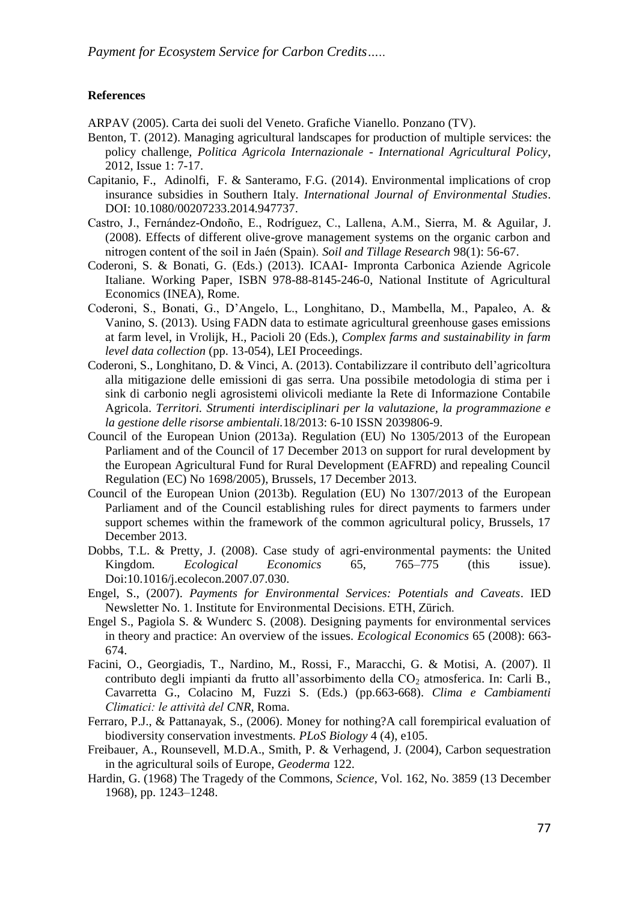## References

ARPAV (2005). Carta dei suoli del Veneto. Grafiche Vianello. Ponzano (TV).

Benton, T. (2012). Managing agricultural landscapes for production of multiple services: the policy challenge, *Politica Agricola Internazionale - International Agricultural Policy*, 2012, Issue 1: 7-17.

Capitanio, F., Adinolfi, F. & Santeramo, F.G. (2014). Environmental implications of crop insurance subsidies in Southern Italy. *International Journal of Environmental Studies*. DOI: 10.1080/00207233.2014.947737.

Castro, J., Fernández-Ondoño, E., Rodríguez, C., Lallena, A.M., Sierra, M. & Aguilar, J. (2008). Effects of different olive-grove management systems on the organic carbon and nitrogen content of the soil in Jaén (Spain). *Soil and Tillage Research* 98(1): 56-67.

Coderoni, S. & Bonati, G. (Eds.) (2013). ICAAI- Impronta Carbonica Aziende Agricole Italiane. Working Paper, ISBN 978-88-8145-246-0, National Institute of Agricultural Economics (INEA), Rome.

Coderoni, S., Bonati, G., D'Angelo, L., Longhitano, D., Mambella, M., Papaleo, A. & Vanino, S. (2013). Using FADN data to estimate agricultural greenhouse gases emissions at farm level, in Vrolijk, H., Pacioli 20 (Eds.), *Complex farms and sustainability in farm level data collection* (pp. 13-054), LEI Proceedings.

Coderoni, S., Longhitano, D. & Vinci, A. (2013). Contabilizzare il contributo dell'agricoltura alla mitigazione delle emissioni di gas serra. Una possibile metodologia di stima per i sink di carbonio negli agrosistemi olivicoli mediante la Rete di Informazione Contabile Agricola. *Territori. Strumenti interdisciplinari per la valutazione, la programmazione e la gestione delle risorse ambientali.*18/2013: 6-10 ISSN 2039806-9.

Council of the European Union (2013a). Regulation (EU) No 1305/2013 of the European Parliament and of the Council of 17 December 2013 on support for rural development by the European Agricultural Fund for Rural Development (EAFRD) and repealing Council Regulation (EC) No 1698/2005), Brussels, 17 December 2013.

Council of the European Union (2013b). Regulation (EU) No 1307/2013 of the European Parliament and of the Council establishing rules for direct payments to farmers under support schemes within the framework of the common agricultural policy, Brussels, 17 December 2013.

Dobbs, T.L. & Pretty, J. (2008). Case study of agri-environmental payments: the United Kingdom. *Ecological Economics* 65, 765–775 (this issue). Doi:10.1016/j.ecolecon.2007.07.030.

Engel, S., (2007). *Payments for Environmental Services: Potentials and Caveats*. IED Newsletter No. 1. Institute for Environmental Decisions. ETH, Zürich.

Engel S., Pagiola S. & Wunderc S. (2008). Designing payments for environmental services in theory and practice: An overview of the issues. *Ecological Economics* 65 (2008): 663-674.

Facini, O., Georgiadis, T., Nardino, M., Rossi, F., Maracchi, G. & Motisi, A. (2007). Il contributo degli impianti da frutto all'assorbimento della $CO_2$ atmosferica. In: Carli B., Cavarretta G., Colacino M, Fuzzi S. (Eds.) (pp.663-668). *Clima e Cambiamenti Climatici: le attività del CNR*, Roma.

Ferraro, P.J., & Pattanayak, S., (2006). Money for nothing?A call forempirical evaluation of biodiversity conservation investments. *PLoS Biology* 4 (4), e105.

Freibauer, A., Rounsevell, M.D.A., Smith, P. & Verhagend, J. (2004), Carbon sequestration in the agricultural soils of Europe, *Geoderma* 122.

Hardin, G. (1968) The Tragedy of the Commons, *Science*, Vol. 162, No. 3859 (13 December 1968), pp. 1243–1248.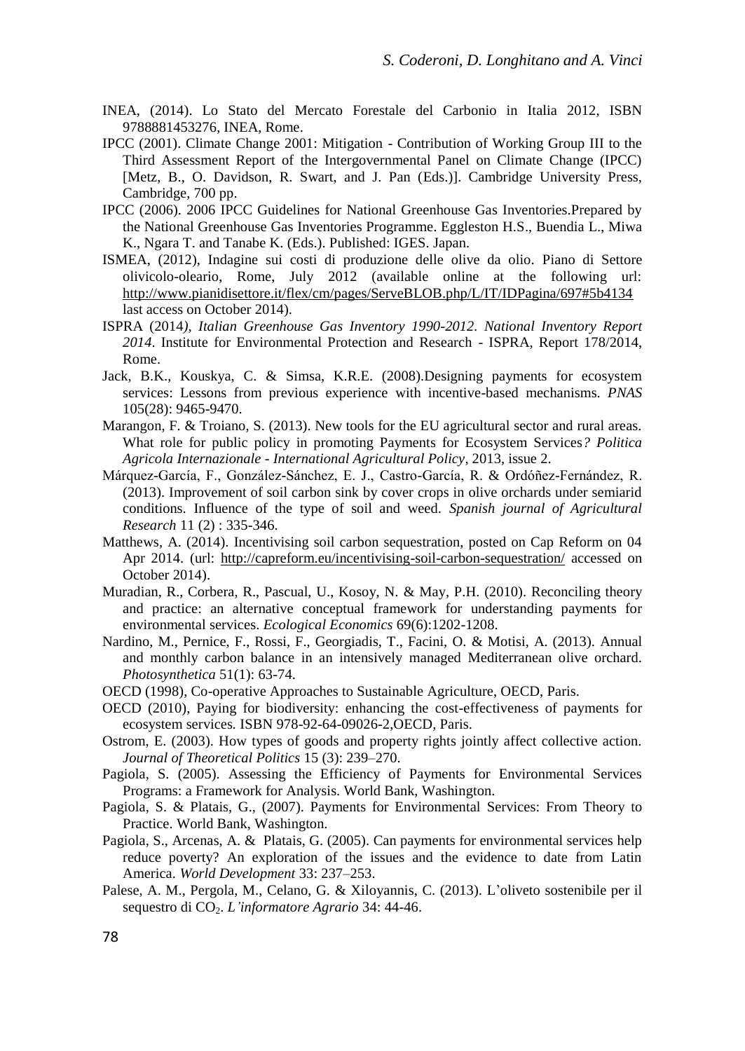INEA, (2014). Lo Stato del Mercato Forestale del Carbonio in Italia 2012, ISBN 9788881453276, INEA, Rome.

IPCC (2001). Climate Change 2001: Mitigation - Contribution of Working Group III to the Third Assessment Report of the Intergovernmental Panel on Climate Change (IPCC) [Metz, B., O. Davidson, R. Swart, and J. Pan (Eds.)]. Cambridge University Press, Cambridge, 700 pp.

IPCC (2006). 2006 IPCC Guidelines for National Greenhouse Gas Inventories.Prepared by the National Greenhouse Gas Inventories Programme. Eggleston H.S., Buendia L., Miwa K., Ngara T. and Tanabe K. (Eds.). Published: IGES. Japan.

ISMEA, (2012), Indagine sui costi di produzione delle olive da olio. Piano di Settore olivicolo-oleario, Rome, July 2012 (available online at the following url: http://www.pianidisettore.it/flex/cm/pages/ServeBLOB.php/L/IT/IDPagina/697#5b4134 last access on October 2014).

ISPRA (2014*), Italian Greenhouse Gas Inventory 1990-2012. National Inventory Report 2014*. Institute for Environmental Protection and Research - ISPRA, Report 178/2014, Rome.

Jack, B.K., Kouskya, C. & Simsa, K.R.E. (2008).Designing payments for ecosystem services: Lessons from previous experience with incentive-based mechanisms. *PNAS* 105(28): 9465-9470.

Marangon, F. & Troiano, S. (2013). New tools for the EU agricultural sector and rural areas. What role for public policy in promoting Payments for Ecosystem Services*? Politica Agricola Internazionale - International Agricultural Policy*, 2013, issue 2.

Márquez-García, F., González-Sánchez, E. J., Castro-García, R. & Ordóñez-Fernández, R. (2013). Improvement of soil carbon sink by cover crops in olive orchards under semiarid conditions. Influence of the type of soil and weed. *Spanish journal of Agricultural Research* 11 (2) : 335-346.

Matthews, A. (2014). Incentivising soil carbon sequestration, posted on Cap Reform on 04 Apr 2014. (url: http://capreform.eu/incentivising-soil-carbon-sequestration/ accessed on October 2014).

Muradian, R., Corbera, R., Pascual, U., Kosoy, N. & May, P.H. (2010). Reconciling theory and practice: an alternative conceptual framework for understanding payments for environmental services. *Ecological Economics* 69(6):1202-1208.

Nardino, M., Pernice, F., Rossi, F., Georgiadis, T., Facini, O. & Motisi, A. (2013). Annual and monthly carbon balance in an intensively managed Mediterranean olive orchard. *Photosynthetica* 51(1): 63-74.

OECD (1998), Co-operative Approaches to Sustainable Agriculture, OECD, Paris.

OECD (2010), Paying for biodiversity: enhancing the cost-effectiveness of payments for ecosystem services*.* ISBN 978-92-64-09026-2,OECD, Paris.

Ostrom, E. (2003). How types of goods and property rights jointly affect collective action. *Journal of Theoretical Politics* 15 (3): 239–270.

Pagiola, S. (2005). Assessing the Efficiency of Payments for Environmental Services Programs: a Framework for Analysis. World Bank, Washington.

Pagiola, S. & Platais, G., (2007). Payments for Environmental Services: From Theory to Practice. World Bank, Washington.

Pagiola, S., Arcenas, A. & Platais, G. (2005). Can payments for environmental services help reduce poverty? An exploration of the issues and the evidence to date from Latin America. *World Development* 33: 237–253.

Palese, A. M., Pergola, M., Celano, G. & Xiloyannis, C. (2013). L'oliveto sostenibile per il sequestro di $CO_2$. *L'informatore Agrario* 34: 44-46.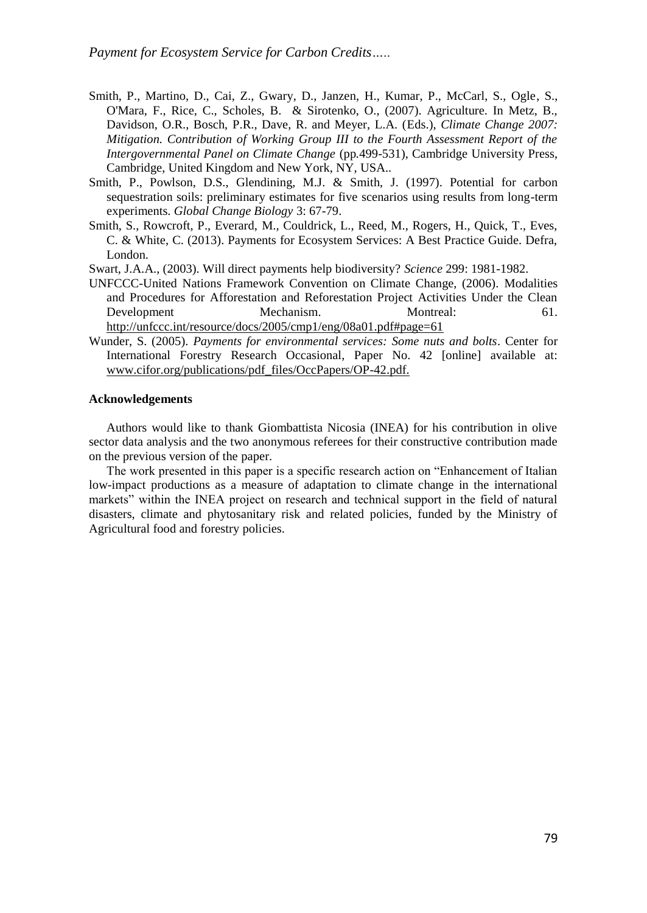Smith, P., Martino, D., Cai, Z., Gwary, D., Janzen, H., Kumar, P., McCarl, S., Ogle, S., O'Mara, F., Rice, C., Scholes, B. & Sirotenko, O., (2007). Agriculture. In Metz, B., Davidson, O.R., Bosch, P.R., Dave, R. and Meyer, L.A. (Eds.), *Climate Change 2007: Mitigation. Contribution of Working Group III to the Fourth Assessment Report of the Intergovernmental Panel on Climate Change* (pp.499-531), Cambridge University Press, Cambridge, United Kingdom and New York, NY, USA..

Smith, P., Powlson, D.S., Glendining, M.J. & Smith, J. (1997). Potential for carbon sequestration soils: preliminary estimates for five scenarios using results from long-term experiments. *Global Change Biology* 3: 67-79.

Smith, S., Rowcroft, P., Everard, M., Couldrick, L., Reed, M., Rogers, H., Quick, T., Eves, C. & White, C. (2013). Payments for Ecosystem Services: A Best Practice Guide. Defra, London.

Swart, J.A.A., (2003). Will direct payments help biodiversity? *Science* 299: 1981-1982.

UNFCCC-United Nations Framework Convention on Climate Change, (2006). Modalities and Procedures for Afforestation and Reforestation Project Activities Under the Clean Development Mechanism. Montreal: 61. http://unfccc.int/resource/docs/2005/cmp1/eng/08a01.pdf#page=61

Wunder, S. (2005). *Payments for environmental services: Some nuts and bolts*. Center for International Forestry Research Occasional, Paper No. 42 [online] available at: www.cifor.org/publications/pdf_files/OccPapers/OP-42.pdf.

#### Acknowledgements

Authors would like to thank Giombattista Nicosia (INEA) for his contribution in olive sector data analysis and the two anonymous referees for their constructive contribution made on the previous version of the paper.

The work presented in this paper is a specific research action on "Enhancement of Italian low-impact productions as a measure of adaptation to climate change in the international markets" within the INEA project on research and technical support in the field of natural disasters, climate and phytosanitary risk and related policies, funded by the Ministry of Agricultural food and forestry policies.